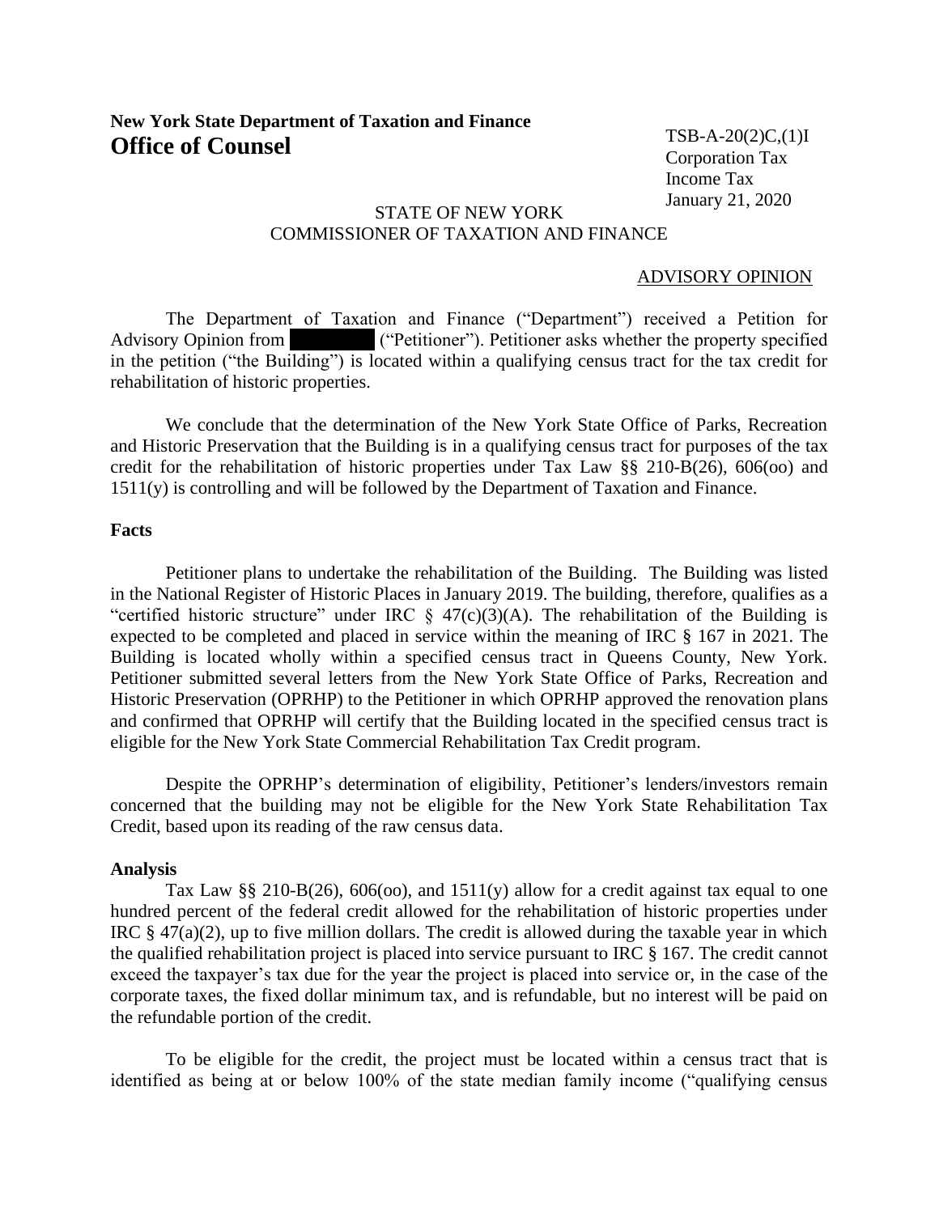**New York State Department of Taxation and Finance**
# Office of Counsel

TSB-A-20(2)C,(1)I
Corporation Tax
Income Tax
January 21, 2020

STATE OF NEW YORK
COMMISSIONER OF TAXATION AND FINANCE

ADVISORY OPINION

The Department of Taxation and Finance ("Department") received a Petition for Advisory Opinion from [redacted] ("Petitioner"). Petitioner asks whether the property specified in the petition ("the Building") is located within a qualifying census tract for the tax credit for rehabilitation of historic properties.

We conclude that the determination of the New York State Office of Parks, Recreation and Historic Preservation that the Building is in a qualifying census tract for purposes of the tax credit for the rehabilitation of historic properties under Tax Law §§ 210-B(26), 606(oo) and 1511(y) is controlling and will be followed by the Department of Taxation and Finance.

**Facts**

Petitioner plans to undertake the rehabilitation of the Building. The Building was listed in the National Register of Historic Places in January 2019. The building, therefore, qualifies as a "certified historic structure" under IRC § 47(c)(3)(A). The rehabilitation of the Building is expected to be completed and placed in service within the meaning of IRC § 167 in 2021. The Building is located wholly within a specified census tract in Queens County, New York. Petitioner submitted several letters from the New York State Office of Parks, Recreation and Historic Preservation (OPRHP) to the Petitioner in which OPRHP approved the renovation plans and confirmed that OPRHP will certify that the Building located in the specified census tract is eligible for the New York State Commercial Rehabilitation Tax Credit program.

Despite the OPRHP's determination of eligibility, Petitioner's lenders/investors remain concerned that the building may not be eligible for the New York State Rehabilitation Tax Credit, based upon its reading of the raw census data.

**Analysis**

Tax Law §§ 210-B(26), 606(oo), and 1511(y) allow for a credit against tax equal to one hundred percent of the federal credit allowed for the rehabilitation of historic properties under IRC § 47(a)(2), up to five million dollars. The credit is allowed during the taxable year in which the qualified rehabilitation project is placed into service pursuant to IRC § 167. The credit cannot exceed the taxpayer's tax due for the year the project is placed into service or, in the case of the corporate taxes, the fixed dollar minimum tax, and is refundable, but no interest will be paid on the refundable portion of the credit.

To be eligible for the credit, the project must be located within a census tract that is identified as being at or below 100% of the state median family income ("qualifying census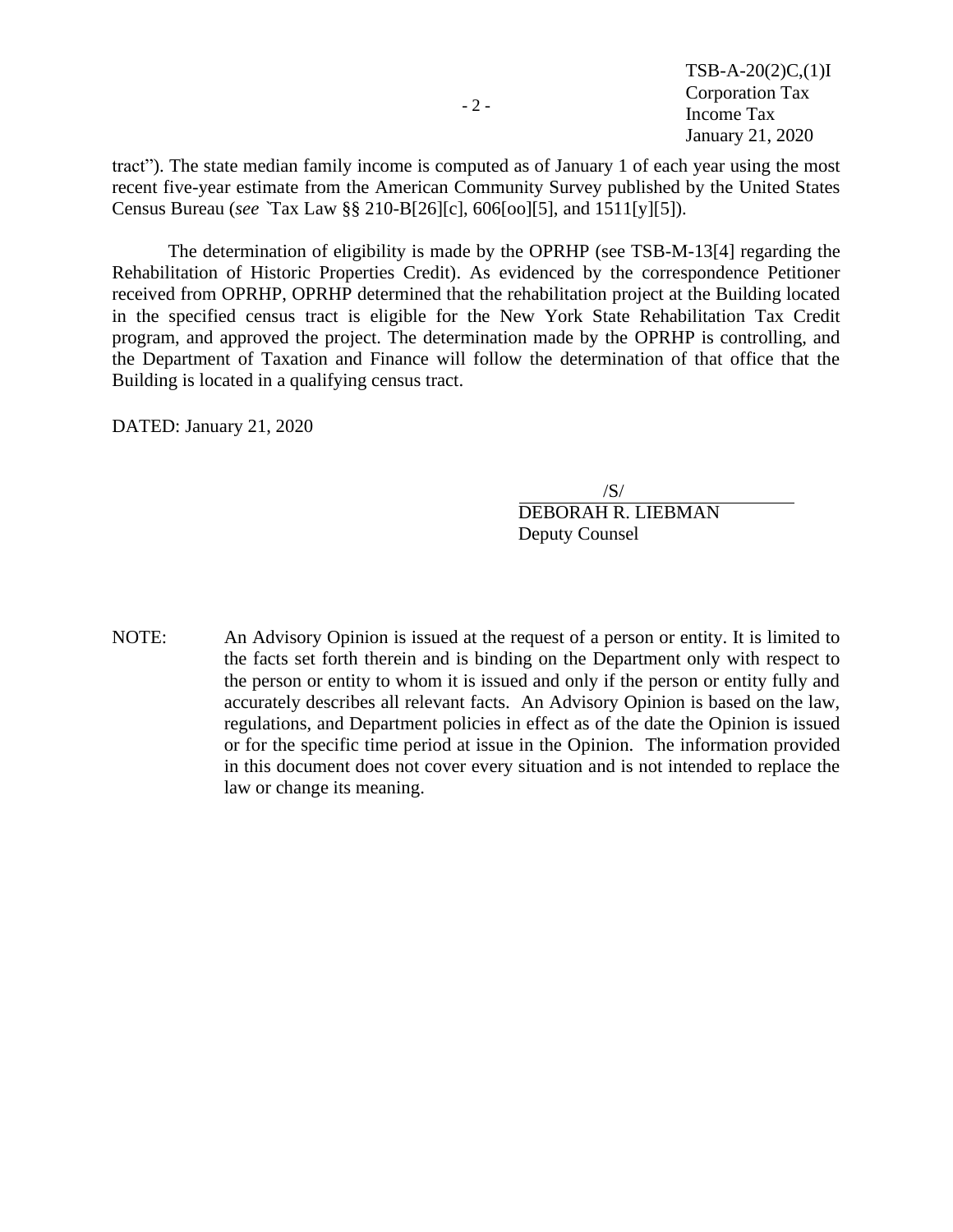tract"). The state median family income is computed as of January 1 of each year using the most recent five-year estimate from the American Community Survey published by the United States Census Bureau (*see* Tax Law §§ 210-B[26][c], 606[oo][5], and 1511[y][5]).

The determination of eligibility is made by the OPRHP (see TSB-M-13[4] regarding the Rehabilitation of Historic Properties Credit). As evidenced by the correspondence Petitioner received from OPRHP, OPRHP determined that the rehabilitation project at the Building located in the specified census tract is eligible for the New York State Rehabilitation Tax Credit program, and approved the project. The determination made by the OPRHP is controlling, and the Department of Taxation and Finance will follow the determination of that office that the Building is located in a qualifying census tract.

DATED: January 21, 2020

/S/
DEBORAH R. LIEBMAN
Deputy Counsel

NOTE: An Advisory Opinion is issued at the request of a person or entity. It is limited to the facts set forth therein and is binding on the Department only with respect to the person or entity to whom it is issued and only if the person or entity fully and accurately describes all relevant facts. An Advisory Opinion is based on the law, regulations, and Department policies in effect as of the date the Opinion is issued or for the specific time period at issue in the Opinion. The information provided in this document does not cover every situation and is not intended to replace the law or change its meaning.